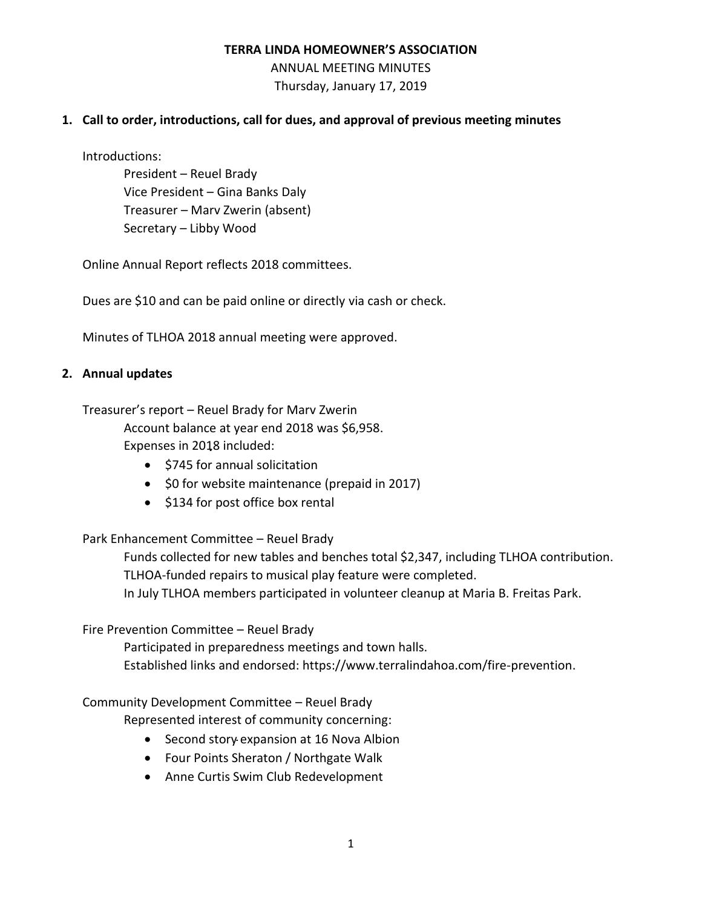**TERRA LINDA HOMEOWNER'S ASSOCIATION**

ANNUAL MEETING MINUTES

Thursday, January 17, 2019

## 1. Call to order, introductions, call for dues, and approval of previous meeting minutes

Introductions:

President – Reuel Brady
Vice President – Gina Banks Daly
Treasurer – Marv Zwerin (absent)
Secretary – Libby Wood

Online Annual Report reflects 2018 committees.

Dues are $10 and can be paid online or directly via cash or check.

Minutes of TLHOA 2018 annual meeting were approved.

## 2. Annual updates

Treasurer's report – Reuel Brady for Marv Zwerin

Account balance at year end 2018 was $6,958.
Expenses in 2018 included:

- $745 for annual solicitation
- $0 for website maintenance (prepaid in 2017)
- $134 for post office box rental

Park Enhancement Committee – Reuel Brady

Funds collected for new tables and benches total $2,347, including TLHOA contribution.
TLHOA-funded repairs to musical play feature were completed.
In July TLHOA members participated in volunteer cleanup at Maria B. Freitas Park.

Fire Prevention Committee – Reuel Brady

Participated in preparedness meetings and town halls.
Established links and endorsed: https://www.terralindahoa.com/fire-prevention.

Community Development Committee – Reuel Brady

Represented interest of community concerning:

- Second story expansion at 16 Nova Albion
- Four Points Sheraton / Northgate Walk
- Anne Curtis Swim Club Redevelopment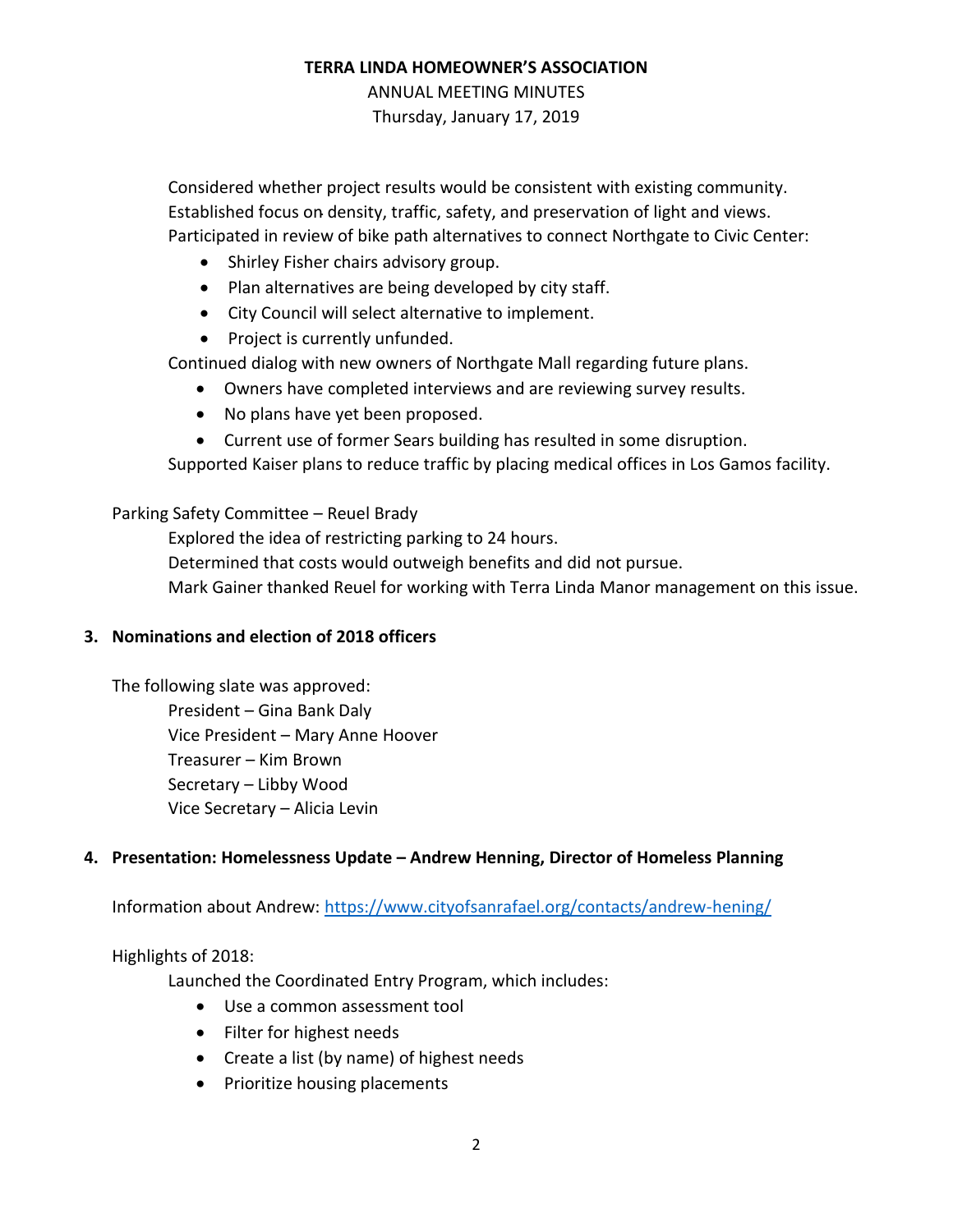# TERRA LINDA HOMEOWNER'S ASSOCIATION

ANNUAL MEETING MINUTES

Thursday, January 17, 2019

Considered whether project results would be consistent with existing community.
Established focus on density, traffic, safety, and preservation of light and views.
Participated in review of bike path alternatives to connect Northgate to Civic Center:

- Shirley Fisher chairs advisory group.
- Plan alternatives are being developed by city staff.
- City Council will select alternative to implement.
- Project is currently unfunded.

Continued dialog with new owners of Northgate Mall regarding future plans.

- Owners have completed interviews and are reviewing survey results.
- No plans have yet been proposed.
- Current use of former Sears building has resulted in some disruption.

Supported Kaiser plans to reduce traffic by placing medical offices in Los Gamos facility.

Parking Safety Committee – Reuel Brady

Explored the idea of restricting parking to 24 hours.
Determined that costs would outweigh benefits and did not pursue.
Mark Gainer thanked Reuel for working with Terra Linda Manor management on this issue.

**3. Nominations and election of 2018 officers**

The following slate was approved:

President – Gina Bank Daly
Vice President – Mary Anne Hoover
Treasurer – Kim Brown
Secretary – Libby Wood
Vice Secretary – Alicia Levin

**4. Presentation: Homelessness Update – Andrew Henning, Director of Homeless Planning**

Information about Andrew: https://www.cityofsanrafael.org/contacts/andrew-hening/

Highlights of 2018:

Launched the Coordinated Entry Program, which includes:

- Use a common assessment tool
- Filter for highest needs
- Create a list (by name) of highest needs
- Prioritize housing placements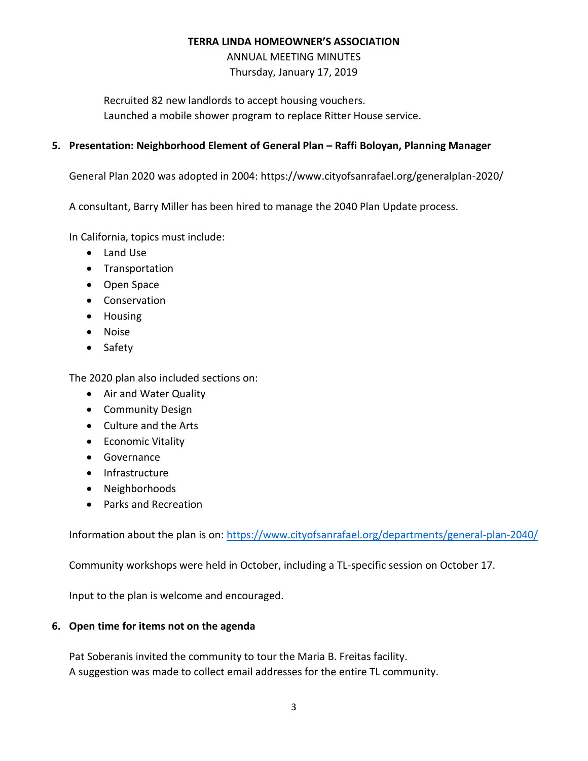Recruited 82 new landlords to accept housing vouchers.
Launched a mobile shower program to replace Ritter House service.

**5. Presentation: Neighborhood Element of General Plan – Raffi Boloyan, Planning Manager**

General Plan 2020 was adopted in 2004: https://www.cityofsanrafael.org/generalplan-2020/

A consultant, Barry Miller has been hired to manage the 2040 Plan Update process.

In California, topics must include:

- Land Use
- Transportation
- Open Space
- Conservation
- Housing
- Noise
- Safety

The 2020 plan also included sections on:

- Air and Water Quality
- Community Design
- Culture and the Arts
- Economic Vitality
- Governance
- Infrastructure
- Neighborhoods
- Parks and Recreation

Information about the plan is on: https://www.cityofsanrafael.org/departments/general-plan-2040/

Community workshops were held in October, including a TL-specific session on October 17.

Input to the plan is welcome and encouraged.

**6. Open time for items not on the agenda**

Pat Soberanis invited the community to tour the Maria B. Freitas facility.
A suggestion was made to collect email addresses for the entire TL community.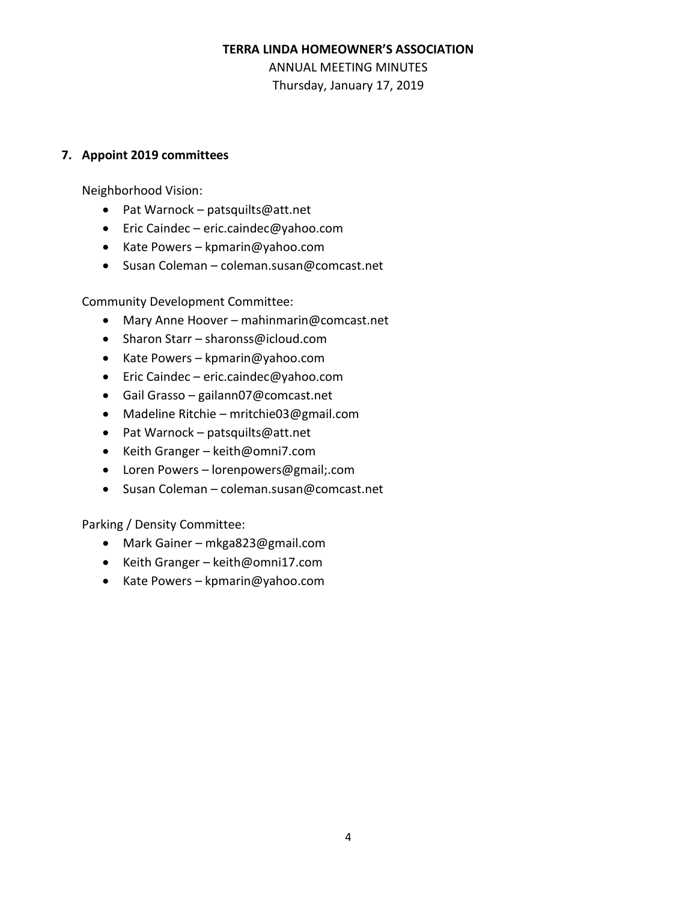**TERRA LINDA HOMEOWNER'S ASSOCIATION**

ANNUAL MEETING MINUTES

Thursday, January 17, 2019

## 7. Appoint 2019 committees

Neighborhood Vision:

- Pat Warnock – patsquilts@att.net
- Eric Caindec – eric.caindec@yahoo.com
- Kate Powers – kpmarin@yahoo.com
- Susan Coleman – coleman.susan@comcast.net

Community Development Committee:

- Mary Anne Hoover – mahinmarin@comcast.net
- Sharon Starr – sharonss@icloud.com
- Kate Powers – kpmarin@yahoo.com
- Eric Caindec – eric.caindec@yahoo.com
- Gail Grasso – gailann07@comcast.net
- Madeline Ritchie – mritchie03@gmail.com
- Pat Warnock – patsquilts@att.net
- Keith Granger – keith@omni7.com
- Loren Powers – lorenpowers@gmail;.com
- Susan Coleman – coleman.susan@comcast.net

Parking / Density Committee:

- Mark Gainer – mkga823@gmail.com
- Keith Granger – keith@omni17.com
- Kate Powers – kpmarin@yahoo.com